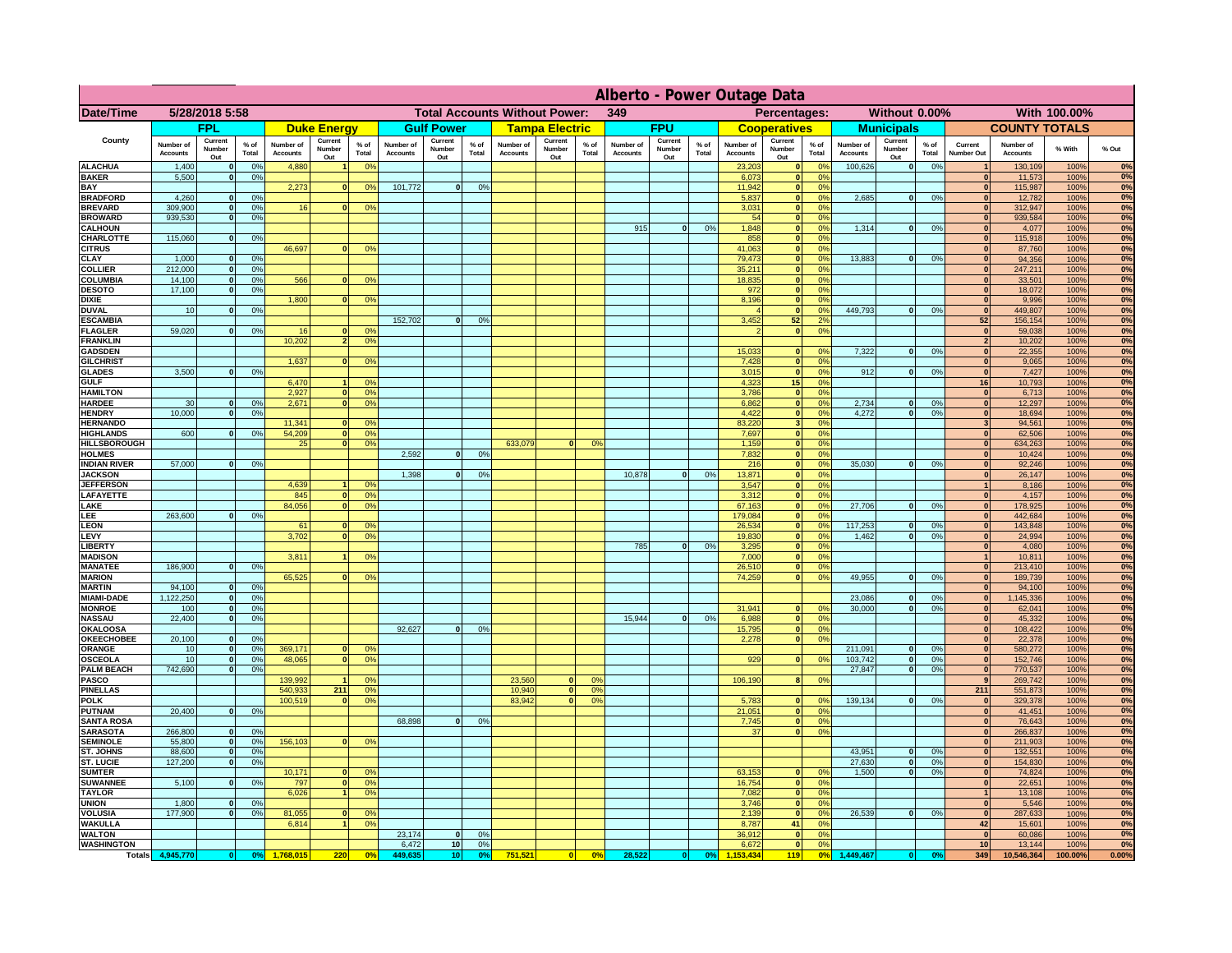# Alberto - Power Outage Data

| Date/Time | 5/28/2018 5:58 | | | | | | | | | Total Accounts Without Power: | | | 349 | | | | Percentages: | | | Without 0.00% | | | With 100.00% | | |
|---|---|---|---|---|---|---|---|---|---|---|---|---|---|---|---|---|---|---|---|---|---|---|---|---|---|
| County | FPL | | | Duke Energy | | | Gulf Power | | | Tampa Electric | | | FPU | | | Cooperatives | | | Municipals | | | COUNTY TOTALS | | | |
| | Number of Accounts | Current Number Out | % of Total | Number of Accounts | Current Number Out | % of Total | Number of Accounts | Current Number Out | % of Total | Number of Accounts | Current Number Out | % of Total | Number of Accounts | Current Number Out | % of Total | Number of Accounts | Current Number Out | % of Total | Number of Accounts | Current Number Out | % of Total | Current Number Out | Number of Accounts | % With | % Out |
| ALACHUA | 1,400 | 0 | 0% | 4,880 | 1 | 0% | | | | | | | | | | 23,203 | 0 | 0% | 100,626 | 0 | 0% | 1 | 130,109 | 100% | 0% |
| BAKER | 5,500 | 0 | 0% | | | | | | | | | | | | | 6,073 | 0 | 0% | | | | 0 | 11,573 | 100% | 0% |
| BAY | | | | 2,273 | 0 | 0% | 101,772 | 0 | 0% | | | | | | | 11,942 | 0 | 0% | | | | 0 | 115,987 | 100% | 0% |
| BRADFORD | 4,260 | 0 | 0% | | | | | | | | | | | | | 5,837 | 0 | 0% | 2,685 | 0 | 0% | 0 | 12,782 | 100% | 0% |
| BREVARD | 309,900 | 0 | 0% | 16 | 0 | 0% | | | | | | | | | | 3,031 | 0 | 0% | | | | 0 | 312,947 | 100% | 0% |
| BROWARD | 939,530 | 0 | 0% | | | | | | | | | | | | | 54 | 0 | 0% | | | | 0 | 939,584 | 100% | 0% |
| CALHOUN | | | | | | | | | | | | | 915 | 0 | 0% | 1,848 | 0 | 0% | 1,314 | 0 | 0% | 0 | 4,077 | 100% | 0% |
| CHARLOTTE | 115,060 | 0 | 0% | | | | | | | | | | | | | 858 | 0 | 0% | | | | 0 | 115,918 | 100% | 0% |
| CITRUS | | | | 46,697 | 0 | 0% | | | | | | | | | | 41,063 | 0 | 0% | | | | 0 | 87,760 | 100% | 0% |
| CLAY | 1,000 | 0 | 0% | | | | | | | | | | | | | 79,473 | 0 | 0% | 13,883 | 0 | 0% | 0 | 94,356 | 100% | 0% |
| COLLIER | 212,000 | 0 | 0% | | | | | | | | | | | | | 35,211 | 0 | 0% | | | | 0 | 247,211 | 100% | 0% |
| COLUMBIA | 14,100 | 0 | 0% | 566 | 0 | 0% | | | | | | | | | | 18,835 | 0 | 0% | | | | 0 | 33,501 | 100% | 0% |
| DESOTO | 17,100 | 0 | 0% | | | | | | | | | | | | | 972 | 0 | 0% | | | | 0 | 18,072 | 100% | 0% |
| DIXIE | | | | 1,800 | 0 | 0% | | | | | | | | | | 8,196 | 0 | 0% | | | | 0 | 9,996 | 100% | 0% |
| DUVAL | 10 | 0 | 0% | | | | | | | | | | | | | 4 | 0 | 0% | 449,793 | 0 | 0% | 0 | 449,807 | 100% | 0% |
| ESCAMBIA | | | | | | | 152,702 | 0 | 0% | | | | | | | 3,452 | 52 | 2% | | | | 52 | 156,154 | 100% | 0% |
| FLAGLER | 59,020 | 0 | 0% | 16 | 0 | 0% | | | | | | | | | | 2 | 0 | 0% | | | | 0 | 59,038 | 100% | 0% |
| FRANKLIN | | | | 10,202 | 2 | 0% | | | | | | | | | | | | | | | | 2 | 10,202 | 100% | 0% |
| GADSDEN | | | | | | | | | | | | | | | | 15,033 | 0 | 0% | 7,322 | 0 | 0% | 0 | 22,355 | 100% | 0% |
| GILCHRIST | | | | 1,637 | 0 | 0% | | | | | | | | | | 7,428 | 0 | 0% | | | | 0 | 9,065 | 100% | 0% |
| GLADES | 3,500 | 0 | 0% | | | | | | | | | | | | | 3,015 | 0 | 0% | 912 | 0 | 0% | 0 | 7,427 | 100% | 0% |
| GULF | | | | 6,470 | 1 | 0% | | | | | | | | | | 4,323 | 15 | 0% | | | | 16 | 10,793 | 100% | 0% |
| HAMILTON | | | | 2,927 | 0 | 0% | | | | | | | | | | 3,786 | 0 | 0% | | | | 0 | 6,713 | 100% | 0% |
| HARDEE | 30 | 0 | 0% | 2,671 | 0 | 0% | | | | | | | | | | 6,862 | 0 | 0% | 2,734 | 0 | 0% | 0 | 12,297 | 100% | 0% |
| HENDRY | 10,000 | 0 | 0% | | | | | | | | | | | | | 4,422 | 0 | 0% | 4,272 | 0 | 0% | 0 | 18,694 | 100% | 0% |
| HERNANDO | | | | 11,341 | 0 | 0% | | | | | | | | | | 83,220 | 3 | 0% | | | | 3 | 94,561 | 100% | 0% |
| HIGHLANDS | 600 | 0 | 0% | 54,209 | 0 | 0% | | | | | | | | | | 7,697 | 0 | 0% | | | | 0 | 62,506 | 100% | 0% |
| HILLSBOROUGH | | | | 25 | 0 | 0% | | | | 633,079 | 0 | 0% | | | | 1,159 | 0 | 0% | | | | 0 | 634,263 | 100% | 0% |
| HOLMES | | | | | | | 2,592 | 0 | 0% | | | | | | | 7,832 | 0 | 0% | | | | 0 | 10,424 | 100% | 0% |
| INDIAN RIVER | 57,000 | 0 | 0% | | | | | | | | | | | | | 216 | 0 | 0% | 35,030 | 0 | 0% | 0 | 92,246 | 100% | 0% |
| JACKSON | | | | | | | 1,398 | 0 | 0% | | | | 10,878 | 0 | 0% | 13,871 | 0 | 0% | | | | 0 | 26,147 | 100% | 0% |
| JEFFERSON | | | | 4,639 | 1 | 0% | | | | | | | | | | 3,547 | 0 | 0% | | | | 1 | 8,186 | 100% | 0% |
| LAFAYETTE | | | | 845 | 0 | 0% | | | | | | | | | | 3,312 | 0 | 0% | | | | 0 | 4,157 | 100% | 0% |
| LAKE | | | | 84,056 | 0 | 0% | | | | | | | | | | 67,163 | 0 | 0% | 27,706 | 0 | 0% | 0 | 178,925 | 100% | 0% |
| LEE | 263,600 | 0 | 0% | | | | | | | | | | | | | 179,084 | 0 | 0% | | | | 0 | 442,684 | 100% | 0% |
| LEON | | | | 61 | 0 | 0% | | | | | | | | | | 26,534 | 0 | 0% | 117,253 | 0 | 0% | 0 | 143,848 | 100% | 0% |
| LEVY | | | | 3,702 | 0 | 0% | | | | | | | | | | 19,830 | 0 | 0% | 1,462 | 0 | 0% | 0 | 24,994 | 100% | 0% |
| LIBERTY | | | | | | | | | | | | | 785 | 0 | 0% | 3,295 | 0 | 0% | | | | 0 | 4,080 | 100% | 0% |
| MADISON | | | | 3,811 | 1 | 0% | | | | | | | | | | 7,000 | 0 | 0% | | | | 1 | 10,811 | 100% | 0% |
| MANATEE | 186,900 | 0 | 0% | | | | | | | | | | | | | 26,510 | 0 | 0% | | | | 0 | 213,410 | 100% | 0% |
| MARION | | | | 65,525 | 0 | 0% | | | | | | | | | | 74,259 | 0 | 0% | 49,955 | 0 | 0% | 0 | 189,739 | 100% | 0% |
| MARTIN | 94,100 | 0 | 0% | | | | | | | | | | | | | | | | | | | 0 | 94,100 | 100% | 0% |
| MIAMI-DADE | 1,122,250 | 0 | 0% | | | | | | | | | | | | | | | | 23,086 | 0 | 0% | 0 | 1,145,336 | 100% | 0% |
| MONROE | 100 | 0 | 0% | | | | | | | | | | | | | 31,941 | 0 | 0% | 30,000 | 0 | 0% | 0 | 62,041 | 100% | 0% |
| NASSAU | 22,400 | 0 | 0% | | | | | | | | | | 15,944 | 0 | 0% | 6,988 | 0 | 0% | | | | 0 | 45,332 | 100% | 0% |
| OKALOOSA | | | | | | | 92,627 | 0 | 0% | | | | | | | 15,795 | 0 | 0% | | | | 0 | 108,422 | 100% | 0% |
| OKEECHOBEE | 20,100 | 0 | 0% | | | | | | | | | | | | | 2,278 | 0 | 0% | | | | 0 | 22,378 | 100% | 0% |
| ORANGE | 10 | 0 | 0% | 369,171 | 0 | 0% | | | | | | | | | | | | | 211,091 | 0 | 0% | 0 | 580,272 | 100% | 0% |
| OSCEOLA | 10 | 0 | 0% | 48,065 | 0 | 0% | | | | | | | | | | 929 | 0 | 0% | 103,742 | 0 | 0% | 0 | 152,746 | 100% | 0% |
| PALM BEACH | 742,690 | 0 | 0% | | | | | | | | | | | | | | | | 27,847 | 0 | 0% | 0 | 770,537 | 100% | 0% |
| PASCO | | | | 139,992 | 1 | 0% | | | | 23,560 | 0 | 0% | | | | 106,190 | 8 | 0% | | | | 9 | 269,742 | 100% | 0% |
| PINELLAS | | | | 540,933 | 211 | 0% | | | | 10,940 | 0 | 0% | | | | | | | | | | 211 | 551,873 | 100% | 0% |
| POLK | | | | 100,519 | 0 | 0% | | | | 83,942 | 0 | 0% | | | | 5,783 | 0 | 0% | 139,134 | 0 | 0% | 0 | 329,378 | 100% | 0% |
| PUTNAM | 20,400 | 0 | 0% | | | | | | | | | | | | | 21,051 | 0 | 0% | | | | 0 | 41,451 | 100% | 0% |
| SANTA ROSA | | | | | | | 68,898 | 0 | 0% | | | | | | | 7,745 | 0 | 0% | | | | 0 | 76,643 | 100% | 0% |
| SARASOTA | 266,800 | 0 | 0% | | | | | | | | | | | | | 37 | 0 | 0% | | | | 0 | 266,837 | 100% | 0% |
| SEMINOLE | 55,800 | 0 | 0% | 156,103 | 0 | 0% | | | | | | | | | | | | | | | | 0 | 211,903 | 100% | 0% |
| ST. JOHNS | 88,600 | 0 | 0% | | | | | | | | | | | | | | | | 43,951 | 0 | 0% | 0 | 132,551 | 100% | 0% |
| ST. LUCIE | 127,200 | 0 | 0% | | | | | | | | | | | | | | | | 27,630 | 0 | 0% | 0 | 154,830 | 100% | 0% |
| SUMTER | | | | 10,171 | 0 | 0% | | | | | | | | | | 63,153 | 0 | 0% | 1,500 | 0 | 0% | 0 | 74,824 | 100% | 0% |
| SUWANNEE | 5,100 | 0 | 0% | 797 | 0 | 0% | | | | | | | | | | 16,754 | 0 | 0% | | | | 0 | 22,651 | 100% | 0% |
| TAYLOR | | | | 6,026 | 1 | 0% | | | | | | | | | | 7,082 | 0 | 0% | | | | 1 | 13,108 | 100% | 0% |
| UNION | 1,800 | 0 | 0% | | | | | | | | | | | | | 3,746 | 0 | 0% | | | | 0 | 5,546 | 100% | 0% |
| VOLUSIA | 177,900 | 0 | 0% | 81,055 | 0 | 0% | | | | | | | | | | 2,139 | 0 | 0% | 26,539 | 0 | 0% | 0 | 287,633 | 100% | 0% |
| WAKULLA | | | | 6,814 | 1 | 0% | | | | | | | | | | 8,787 | 41 | 0% | | | | 42 | 15,601 | 100% | 0% |
| WALTON | | | | | | | 23,174 | 0 | 0% | | | | | | | 36,912 | 0 | 0% | | | | 0 | 60,086 | 100% | 0% |
| WASHINGTON | | | | | | | 6,472 | 10 | 0% | | | | | | | 6,672 | 0 | 0% | | | | 10 | 13,144 | 100% | 0% |
| Totals | 4,945,770 | 0 | 0% | 1,768,015 | 220 | 0% | 449,635 | 10 | 0% | 751,521 | 0 | 0% | 28,522 | 0 | 0% | 1,153,434 | 119 | 0% | 1,449,467 | 0 | 0% | 349 | 10,546,364 | 100.00% | 0.00% |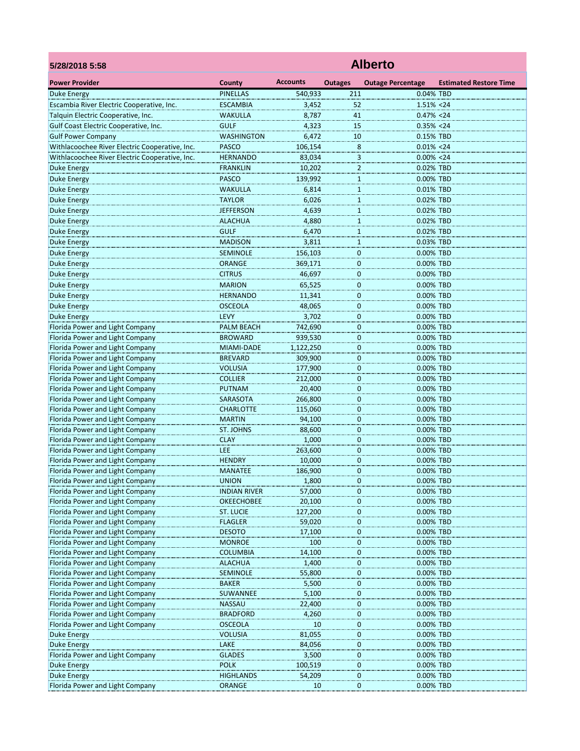**5/28/2018 5:58**

# Alberto

| Power Provider | County | Accounts | Outages | Outage Percentage | Estimated Restore Time |
|---|---|---|---|---|---|
| Duke Energy | PINELLAS | 540,933 | 211 | 0.04% | TBD |
| Escambia River Electric Cooperative, Inc. | ESCAMBIA | 3,452 | 52 | 1.51% | <24 |
| Talquin Electric Cooperative, Inc. | WAKULLA | 8,787 | 41 | 0.47% | <24 |
| Gulf Coast Electric Cooperative, Inc. | GULF | 4,323 | 15 | 0.35% | <24 |
| Gulf Power Company | WASHINGTON | 6,472 | 10 | 0.15% | TBD |
| Withlacoochee River Electric Cooperative, Inc. | PASCO | 106,154 | 8 | 0.01% | <24 |
| Withlacoochee River Electric Cooperative, Inc. | HERNANDO | 83,034 | 3 | 0.00% | <24 |
| Duke Energy | FRANKLIN | 10,202 | 2 | 0.02% | TBD |
| Duke Energy | PASCO | 139,992 | 1 | 0.00% | TBD |
| Duke Energy | WAKULLA | 6,814 | 1 | 0.01% | TBD |
| Duke Energy | TAYLOR | 6,026 | 1 | 0.02% | TBD |
| Duke Energy | JEFFERSON | 4,639 | 1 | 0.02% | TBD |
| Duke Energy | ALACHUA | 4,880 | 1 | 0.02% | TBD |
| Duke Energy | GULF | 6,470 | 1 | 0.02% | TBD |
| Duke Energy | MADISON | 3,811 | 1 | 0.03% | TBD |
| Duke Energy | SEMINOLE | 156,103 | 0 | 0.00% | TBD |
| Duke Energy | ORANGE | 369,171 | 0 | 0.00% | TBD |
| Duke Energy | CITRUS | 46,697 | 0 | 0.00% | TBD |
| Duke Energy | MARION | 65,525 | 0 | 0.00% | TBD |
| Duke Energy | HERNANDO | 11,341 | 0 | 0.00% | TBD |
| Duke Energy | OSCEOLA | 48,065 | 0 | 0.00% | TBD |
| Duke Energy | LEVY | 3,702 | 0 | 0.00% | TBD |
| Florida Power and Light Company | PALM BEACH | 742,690 | 0 | 0.00% | TBD |
| Florida Power and Light Company | BROWARD | 939,530 | 0 | 0.00% | TBD |
| Florida Power and Light Company | MIAMI-DADE | 1,122,250 | 0 | 0.00% | TBD |
| Florida Power and Light Company | BREVARD | 309,900 | 0 | 0.00% | TBD |
| Florida Power and Light Company | VOLUSIA | 177,900 | 0 | 0.00% | TBD |
| Florida Power and Light Company | COLLIER | 212,000 | 0 | 0.00% | TBD |
| Florida Power and Light Company | PUTNAM | 20,400 | 0 | 0.00% | TBD |
| Florida Power and Light Company | SARASOTA | 266,800 | 0 | 0.00% | TBD |
| Florida Power and Light Company | CHARLOTTE | 115,060 | 0 | 0.00% | TBD |
| Florida Power and Light Company | MARTIN | 94,100 | 0 | 0.00% | TBD |
| Florida Power and Light Company | ST. JOHNS | 88,600 | 0 | 0.00% | TBD |
| Florida Power and Light Company | CLAY | 1,000 | 0 | 0.00% | TBD |
| Florida Power and Light Company | LEE | 263,600 | 0 | 0.00% | TBD |
| Florida Power and Light Company | HENDRY | 10,000 | 0 | 0.00% | TBD |
| Florida Power and Light Company | MANATEE | 186,900 | 0 | 0.00% | TBD |
| Florida Power and Light Company | UNION | 1,800 | 0 | 0.00% | TBD |
| Florida Power and Light Company | INDIAN RIVER | 57,000 | 0 | 0.00% | TBD |
| Florida Power and Light Company | OKEECHOBEE | 20,100 | 0 | 0.00% | TBD |
| Florida Power and Light Company | ST. LUCIE | 127,200 | 0 | 0.00% | TBD |
| Florida Power and Light Company | FLAGLER | 59,020 | 0 | 0.00% | TBD |
| Florida Power and Light Company | DESOTO | 17,100 | 0 | 0.00% | TBD |
| Florida Power and Light Company | MONROE | 100 | 0 | 0.00% | TBD |
| Florida Power and Light Company | COLUMBIA | 14,100 | 0 | 0.00% | TBD |
| Florida Power and Light Company | ALACHUA | 1,400 | 0 | 0.00% | TBD |
| Florida Power and Light Company | SEMINOLE | 55,800 | 0 | 0.00% | TBD |
| Florida Power and Light Company | BAKER | 5,500 | 0 | 0.00% | TBD |
| Florida Power and Light Company | SUWANNEE | 5,100 | 0 | 0.00% | TBD |
| Florida Power and Light Company | NASSAU | 22,400 | 0 | 0.00% | TBD |
| Florida Power and Light Company | BRADFORD | 4,260 | 0 | 0.00% | TBD |
| Florida Power and Light Company | OSCEOLA | 10 | 0 | 0.00% | TBD |
| Duke Energy | VOLUSIA | 81,055 | 0 | 0.00% | TBD |
| Duke Energy | LAKE | 84,056 | 0 | 0.00% | TBD |
| Florida Power and Light Company | GLADES | 3,500 | 0 | 0.00% | TBD |
| Duke Energy | POLK | 100,519 | 0 | 0.00% | TBD |
| Duke Energy | HIGHLANDS | 54,209 | 0 | 0.00% | TBD |
| Florida Power and Light Company | ORANGE | 10 | 0 | 0.00% | TBD |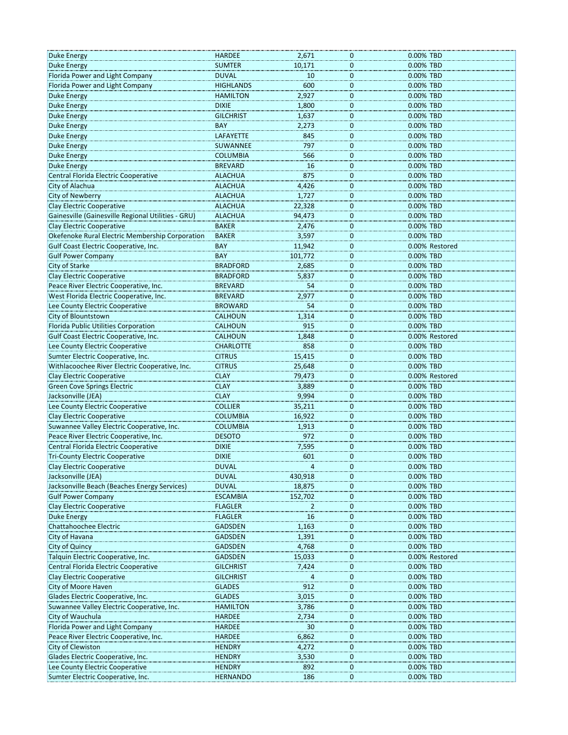| | | | | | |
|---|---|---|---|---|---|
| Duke Energy | HARDEE | 2,671 | 0 | 0.00% | TBD |
| Duke Energy | SUMTER | 10,171 | 0 | 0.00% | TBD |
| Florida Power and Light Company | DUVAL | 10 | 0 | 0.00% | TBD |
| Florida Power and Light Company | HIGHLANDS | 600 | 0 | 0.00% | TBD |
| Duke Energy | HAMILTON | 2,927 | 0 | 0.00% | TBD |
| Duke Energy | DIXIE | 1,800 | 0 | 0.00% | TBD |
| Duke Energy | GILCHRIST | 1,637 | 0 | 0.00% | TBD |
| Duke Energy | BAY | 2,273 | 0 | 0.00% | TBD |
| Duke Energy | LAFAYETTE | 845 | 0 | 0.00% | TBD |
| Duke Energy | SUWANNEE | 797 | 0 | 0.00% | TBD |
| Duke Energy | COLUMBIA | 566 | 0 | 0.00% | TBD |
| Duke Energy | BREVARD | 16 | 0 | 0.00% | TBD |
| Central Florida Electric Cooperative | ALACHUA | 875 | 0 | 0.00% | TBD |
| City of Alachua | ALACHUA | 4,426 | 0 | 0.00% | TBD |
| City of Newberry | ALACHUA | 1,727 | 0 | 0.00% | TBD |
| Clay Electric Cooperative | ALACHUA | 22,328 | 0 | 0.00% | TBD |
| Gainesville (Gainesville Regional Utilities - GRU) | ALACHUA | 94,473 | 0 | 0.00% | TBD |
| Clay Electric Cooperative | BAKER | 2,476 | 0 | 0.00% | TBD |
| Okefenoke Rural Electric Membership Corporation | BAKER | 3,597 | 0 | 0.00% | TBD |
| Gulf Coast Electric Cooperative, Inc. | BAY | 11,942 | 0 | 0.00% | Restored |
| Gulf Power Company | BAY | 101,772 | 0 | 0.00% | TBD |
| City of Starke | BRADFORD | 2,685 | 0 | 0.00% | TBD |
| Clay Electric Cooperative | BRADFORD | 5,837 | 0 | 0.00% | TBD |
| Peace River Electric Cooperative, Inc. | BREVARD | 54 | 0 | 0.00% | TBD |
| West Florida Electric Cooperative, Inc. | BREVARD | 2,977 | 0 | 0.00% | TBD |
| Lee County Electric Cooperative | BROWARD | 54 | 0 | 0.00% | TBD |
| City of Blountstown | CALHOUN | 1,314 | 0 | 0.00% | TBD |
| Florida Public Utilities Corporation | CALHOUN | 915 | 0 | 0.00% | TBD |
| Gulf Coast Electric Cooperative, Inc. | CALHOUN | 1,848 | 0 | 0.00% | Restored |
| Lee County Electric Cooperative | CHARLOTTE | 858 | 0 | 0.00% | TBD |
| Sumter Electric Cooperative, Inc. | CITRUS | 15,415 | 0 | 0.00% | TBD |
| Withlacoochee River Electric Cooperative, Inc. | CITRUS | 25,648 | 0 | 0.00% | TBD |
| Clay Electric Cooperative | CLAY | 79,473 | 0 | 0.00% | Restored |
| Green Cove Springs Electric | CLAY | 3,889 | 0 | 0.00% | TBD |
| Jacksonville (JEA) | CLAY | 9,994 | 0 | 0.00% | TBD |
| Lee County Electric Cooperative | COLLIER | 35,211 | 0 | 0.00% | TBD |
| Clay Electric Cooperative | COLUMBIA | 16,922 | 0 | 0.00% | TBD |
| Suwannee Valley Electric Cooperative, Inc. | COLUMBIA | 1,913 | 0 | 0.00% | TBD |
| Peace River Electric Cooperative, Inc. | DESOTO | 972 | 0 | 0.00% | TBD |
| Central Florida Electric Cooperative | DIXIE | 7,595 | 0 | 0.00% | TBD |
| Tri-County Electric Cooperative | DIXIE | 601 | 0 | 0.00% | TBD |
| Clay Electric Cooperative | DUVAL | 4 | 0 | 0.00% | TBD |
| Jacksonville (JEA) | DUVAL | 430,918 | 0 | 0.00% | TBD |
| Jacksonville Beach (Beaches Energy Services) | DUVAL | 18,875 | 0 | 0.00% | TBD |
| Gulf Power Company | ESCAMBIA | 152,702 | 0 | 0.00% | TBD |
| Clay Electric Cooperative | FLAGLER | 2 | 0 | 0.00% | TBD |
| Duke Energy | FLAGLER | 16 | 0 | 0.00% | TBD |
| Chattahoochee Electric | GADSDEN | 1,163 | 0 | 0.00% | TBD |
| City of Havana | GADSDEN | 1,391 | 0 | 0.00% | TBD |
| City of Quincy | GADSDEN | 4,768 | 0 | 0.00% | TBD |
| Talquin Electric Cooperative, Inc. | GADSDEN | 15,033 | 0 | 0.00% | Restored |
| Central Florida Electric Cooperative | GILCHRIST | 7,424 | 0 | 0.00% | TBD |
| Clay Electric Cooperative | GILCHRIST | 4 | 0 | 0.00% | TBD |
| City of Moore Haven | GLADES | 912 | 0 | 0.00% | TBD |
| Glades Electric Cooperative, Inc. | GLADES | 3,015 | 0 | 0.00% | TBD |
| Suwannee Valley Electric Cooperative, Inc. | HAMILTON | 3,786 | 0 | 0.00% | TBD |
| City of Wauchula | HARDEE | 2,734 | 0 | 0.00% | TBD |
| Florida Power and Light Company | HARDEE | 30 | 0 | 0.00% | TBD |
| Peace River Electric Cooperative, Inc. | HARDEE | 6,862 | 0 | 0.00% | TBD |
| City of Clewiston | HENDRY | 4,272 | 0 | 0.00% | TBD |
| Glades Electric Cooperative, Inc. | HENDRY | 3,530 | 0 | 0.00% | TBD |
| Lee County Electric Cooperative | HENDRY | 892 | 0 | 0.00% | TBD |
| Sumter Electric Cooperative, Inc. | HERNANDO | 186 | 0 | 0.00% | TBD |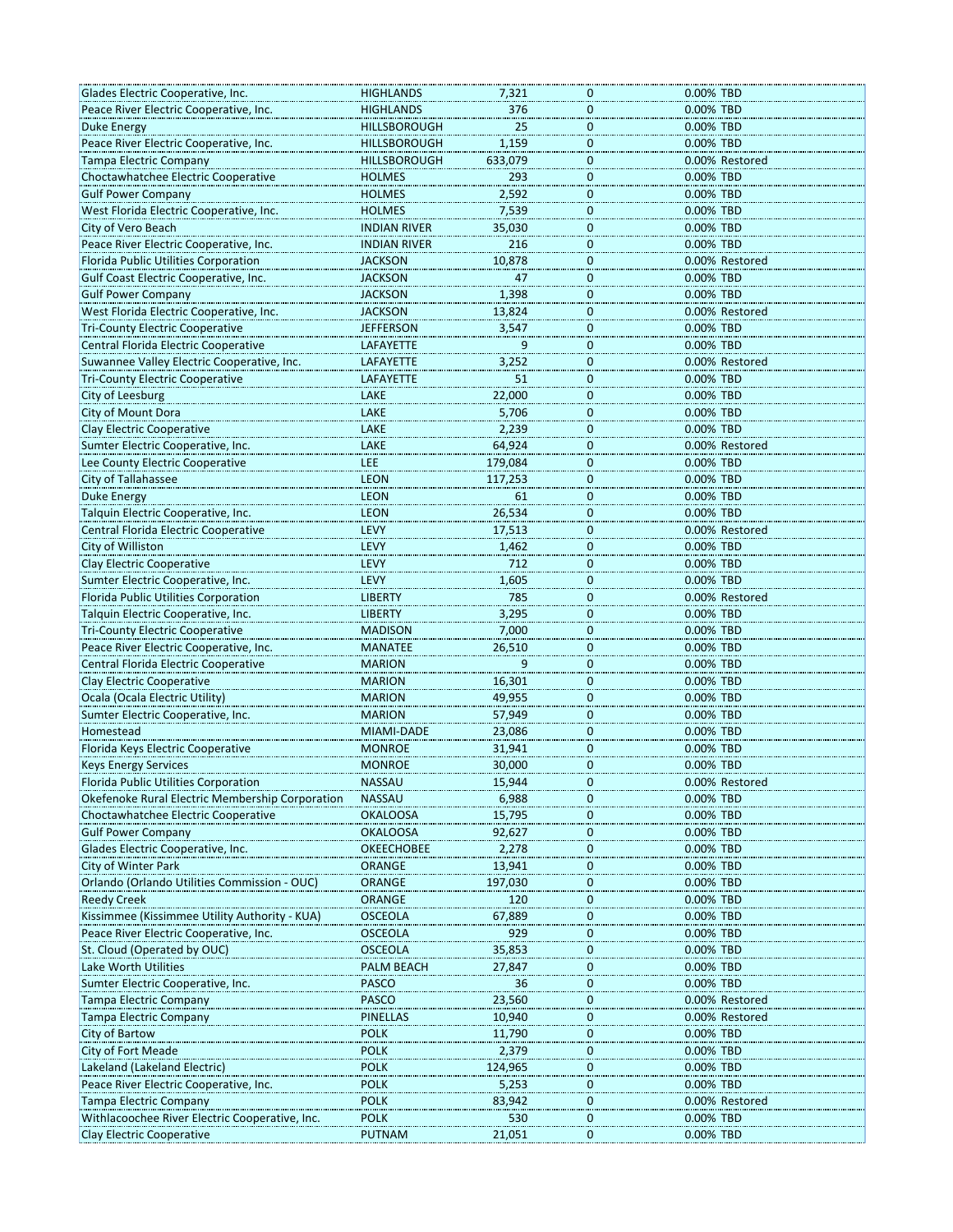| | | | | | |
|---|---|---|---|---|---|
| Glades Electric Cooperative, Inc. | HIGHLANDS | 7,321 | 0 | 0.00% | TBD |
| Peace River Electric Cooperative, Inc. | HIGHLANDS | 376 | 0 | 0.00% | TBD |
| Duke Energy | HILLSBOROUGH | 25 | 0 | 0.00% | TBD |
| Peace River Electric Cooperative, Inc. | HILLSBOROUGH | 1,159 | 0 | 0.00% | TBD |
| Tampa Electric Company | HILLSBOROUGH | 633,079 | 0 | 0.00% | Restored |
| Choctawhatchee Electric Cooperative | HOLMES | 293 | 0 | 0.00% | TBD |
| Gulf Power Company | HOLMES | 2,592 | 0 | 0.00% | TBD |
| West Florida Electric Cooperative, Inc. | HOLMES | 7,539 | 0 | 0.00% | TBD |
| City of Vero Beach | INDIAN RIVER | 35,030 | 0 | 0.00% | TBD |
| Peace River Electric Cooperative, Inc. | INDIAN RIVER | 216 | 0 | 0.00% | TBD |
| Florida Public Utilities Corporation | JACKSON | 10,878 | 0 | 0.00% | Restored |
| Gulf Coast Electric Cooperative, Inc. | JACKSON | 47 | 0 | 0.00% | TBD |
| Gulf Power Company | JACKSON | 1,398 | 0 | 0.00% | TBD |
| West Florida Electric Cooperative, Inc. | JACKSON | 13,824 | 0 | 0.00% | Restored |
| Tri-County Electric Cooperative | JEFFERSON | 3,547 | 0 | 0.00% | TBD |
| Central Florida Electric Cooperative | LAFAYETTE | 9 | 0 | 0.00% | TBD |
| Suwannee Valley Electric Cooperative, Inc. | LAFAYETTE | 3,252 | 0 | 0.00% | Restored |
| Tri-County Electric Cooperative | LAFAYETTE | 51 | 0 | 0.00% | TBD |
| City of Leesburg | LAKE | 22,000 | 0 | 0.00% | TBD |
| City of Mount Dora | LAKE | 5,706 | 0 | 0.00% | TBD |
| Clay Electric Cooperative | LAKE | 2,239 | 0 | 0.00% | TBD |
| Sumter Electric Cooperative, Inc. | LAKE | 64,924 | 0 | 0.00% | Restored |
| Lee County Electric Cooperative | LEE | 179,084 | 0 | 0.00% | TBD |
| City of Tallahassee | LEON | 117,253 | 0 | 0.00% | TBD |
| Duke Energy | LEON | 61 | 0 | 0.00% | TBD |
| Talquin Electric Cooperative, Inc. | LEON | 26,534 | 0 | 0.00% | TBD |
| Central Florida Electric Cooperative | LEVY | 17,513 | 0 | 0.00% | Restored |
| City of Williston | LEVY | 1,462 | 0 | 0.00% | TBD |
| Clay Electric Cooperative | LEVY | 712 | 0 | 0.00% | TBD |
| Sumter Electric Cooperative, Inc. | LEVY | 1,605 | 0 | 0.00% | TBD |
| Florida Public Utilities Corporation | LIBERTY | 785 | 0 | 0.00% | Restored |
| Talquin Electric Cooperative, Inc. | LIBERTY | 3,295 | 0 | 0.00% | TBD |
| Tri-County Electric Cooperative | MADISON | 7,000 | 0 | 0.00% | TBD |
| Peace River Electric Cooperative, Inc. | MANATEE | 26,510 | 0 | 0.00% | TBD |
| Central Florida Electric Cooperative | MARION | 9 | 0 | 0.00% | TBD |
| Clay Electric Cooperative | MARION | 16,301 | 0 | 0.00% | TBD |
| Ocala (Ocala Electric Utility) | MARION | 49,955 | 0 | 0.00% | TBD |
| Sumter Electric Cooperative, Inc. | MARION | 57,949 | 0 | 0.00% | TBD |
| Homestead | MIAMI-DADE | 23,086 | 0 | 0.00% | TBD |
| Florida Keys Electric Cooperative | MONROE | 31,941 | 0 | 0.00% | TBD |
| Keys Energy Services | MONROE | 30,000 | 0 | 0.00% | TBD |
| Florida Public Utilities Corporation | NASSAU | 15,944 | 0 | 0.00% | Restored |
| Okefenoke Rural Electric Membership Corporation | NASSAU | 6,988 | 0 | 0.00% | TBD |
| Choctawhatchee Electric Cooperative | OKALOOSA | 15,795 | 0 | 0.00% | TBD |
| Gulf Power Company | OKALOOSA | 92,627 | 0 | 0.00% | TBD |
| Glades Electric Cooperative, Inc. | OKEECHOBEE | 2,278 | 0 | 0.00% | TBD |
| City of Winter Park | ORANGE | 13,941 | 0 | 0.00% | TBD |
| Orlando (Orlando Utilities Commission - OUC) | ORANGE | 197,030 | 0 | 0.00% | TBD |
| Reedy Creek | ORANGE | 120 | 0 | 0.00% | TBD |
| Kissimmee (Kissimmee Utility Authority - KUA) | OSCEOLA | 67,889 | 0 | 0.00% | TBD |
| Peace River Electric Cooperative, Inc. | OSCEOLA | 929 | 0 | 0.00% | TBD |
| St. Cloud (Operated by OUC) | OSCEOLA | 35,853 | 0 | 0.00% | TBD |
| Lake Worth Utilities | PALM BEACH | 27,847 | 0 | 0.00% | TBD |
| Sumter Electric Cooperative, Inc. | PASCO | 36 | 0 | 0.00% | TBD |
| Tampa Electric Company | PASCO | 23,560 | 0 | 0.00% | Restored |
| Tampa Electric Company | PINELLAS | 10,940 | 0 | 0.00% | Restored |
| City of Bartow | POLK | 11,790 | 0 | 0.00% | TBD |
| City of Fort Meade | POLK | 2,379 | 0 | 0.00% | TBD |
| Lakeland (Lakeland Electric) | POLK | 124,965 | 0 | 0.00% | TBD |
| Peace River Electric Cooperative, Inc. | POLK | 5,253 | 0 | 0.00% | TBD |
| Tampa Electric Company | POLK | 83,942 | 0 | 0.00% | Restored |
| Withlacoochee River Electric Cooperative, Inc. | POLK | 530 | 0 | 0.00% | TBD |
| Clay Electric Cooperative | PUTNAM | 21,051 | 0 | 0.00% | TBD |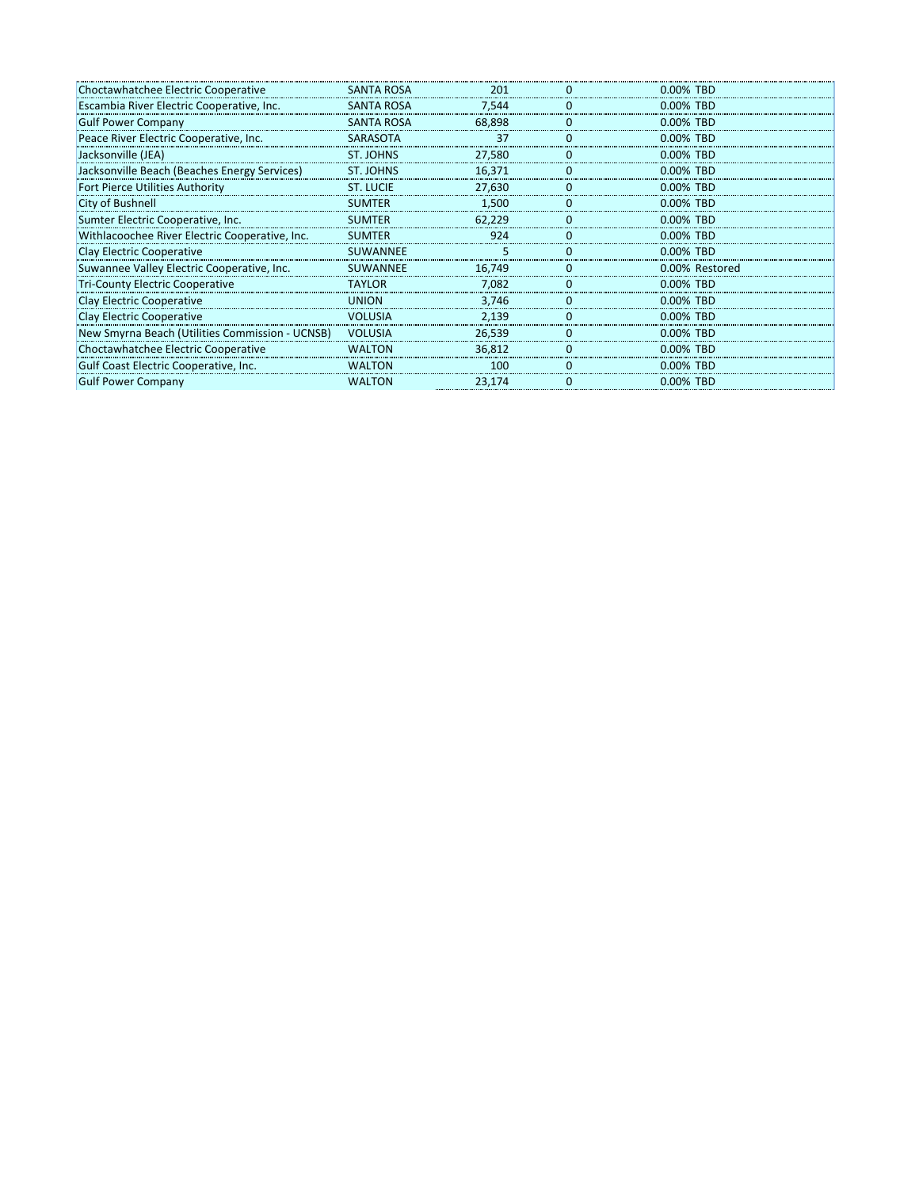| | | | | | |
|---|---|---|---|---|---|
| Choctawhatchee Electric Cooperative | SANTA ROSA | 201 | 0 | 0.00% | TBD |
| Escambia River Electric Cooperative, Inc. | SANTA ROSA | 7,544 | 0 | 0.00% | TBD |
| Gulf Power Company | SANTA ROSA | 68,898 | 0 | 0.00% | TBD |
| Peace River Electric Cooperative, Inc. | SARASOTA | 37 | 0 | 0.00% | TBD |
| Jacksonville (JEA) | ST. JOHNS | 27,580 | 0 | 0.00% | TBD |
| Jacksonville Beach (Beaches Energy Services) | ST. JOHNS | 16,371 | 0 | 0.00% | TBD |
| Fort Pierce Utilities Authority | ST. LUCIE | 27,630 | 0 | 0.00% | TBD |
| City of Bushnell | SUMTER | 1,500 | 0 | 0.00% | TBD |
| Sumter Electric Cooperative, Inc. | SUMTER | 62,229 | 0 | 0.00% | TBD |
| Withlacoochee River Electric Cooperative, Inc. | SUMTER | 924 | 0 | 0.00% | TBD |
| Clay Electric Cooperative | SUWANNEE | 5 | 0 | 0.00% | TBD |
| Suwannee Valley Electric Cooperative, Inc. | SUWANNEE | 16,749 | 0 | 0.00% | Restored |
| Tri-County Electric Cooperative | TAYLOR | 7,082 | 0 | 0.00% | TBD |
| Clay Electric Cooperative | UNION | 3,746 | 0 | 0.00% | TBD |
| Clay Electric Cooperative | VOLUSIA | 2,139 | 0 | 0.00% | TBD |
| New Smyrna Beach (Utilities Commission - UCNSB) | VOLUSIA | 26,539 | 0 | 0.00% | TBD |
| Choctawhatchee Electric Cooperative | WALTON | 36,812 | 0 | 0.00% | TBD |
| Gulf Coast Electric Cooperative, Inc. | WALTON | 100 | 0 | 0.00% | TBD |
| Gulf Power Company | WALTON | 23,174 | 0 | 0.00% | TBD |